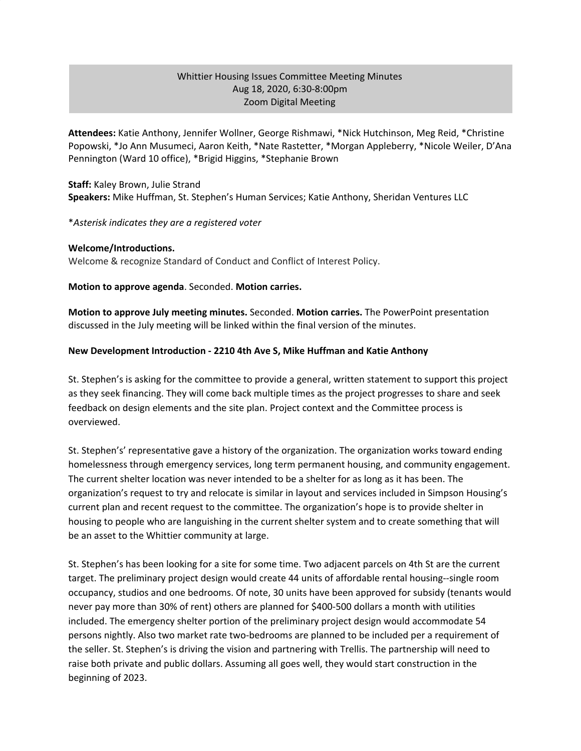# Whittier Housing Issues Committee Meeting Minutes
Aug 18, 2020, 6:30-8:00pm
Zoom Digital Meeting

**Attendees:** Katie Anthony, Jennifer Wollner, George Rishmawi, *Nick Hutchinson, Meg Reid, *Christine Popowski, *Jo Ann Musumeci, Aaron Keith, *Nate Rastetter, *Morgan Appleberry, *Nicole Weiler, D'Ana Pennington (Ward 10 office), *Brigid Higgins, *Stephanie Brown

**Staff:** Kaley Brown, Julie Strand
**Speakers:** Mike Huffman, St. Stephen's Human Services; Katie Anthony, Sheridan Ventures LLC

**Asterisk indicates they are a registered voter*

**Welcome/Introductions.**
Welcome & recognize Standard of Conduct and Conflict of Interest Policy.

**Motion to approve agenda**. Seconded. **Motion carries.**

**Motion to approve July meeting minutes.** Seconded. **Motion carries.** The PowerPoint presentation discussed in the July meeting will be linked within the final version of the minutes.

**New Development Introduction - 2210 4th Ave S, Mike Huffman and Katie Anthony**

St. Stephen's is asking for the committee to provide a general, written statement to support this project as they seek financing. They will come back multiple times as the project progresses to share and seek feedback on design elements and the site plan. Project context and the Committee process is overviewed.

St. Stephen's' representative gave a history of the organization. The organization works toward ending homelessness through emergency services, long term permanent housing, and community engagement. The current shelter location was never intended to be a shelter for as long as it has been. The organization's request to try and relocate is similar in layout and services included in Simpson Housing's current plan and recent request to the committee. The organization's hope is to provide shelter in housing to people who are languishing in the current shelter system and to create something that will be an asset to the Whittier community at large.

St. Stephen's has been looking for a site for some time. Two adjacent parcels on 4th St are the current target. The preliminary project design would create 44 units of affordable rental housing--single room occupancy, studios and one bedrooms. Of note, 30 units have been approved for subsidy (tenants would never pay more than 30% of rent) others are planned for $400-500 dollars a month with utilities included. The emergency shelter portion of the preliminary project design would accommodate 54 persons nightly. Also two market rate two-bedrooms are planned to be included per a requirement of the seller. St. Stephen's is driving the vision and partnering with Trellis. The partnership will need to raise both private and public dollars. Assuming all goes well, they would start construction in the beginning of 2023.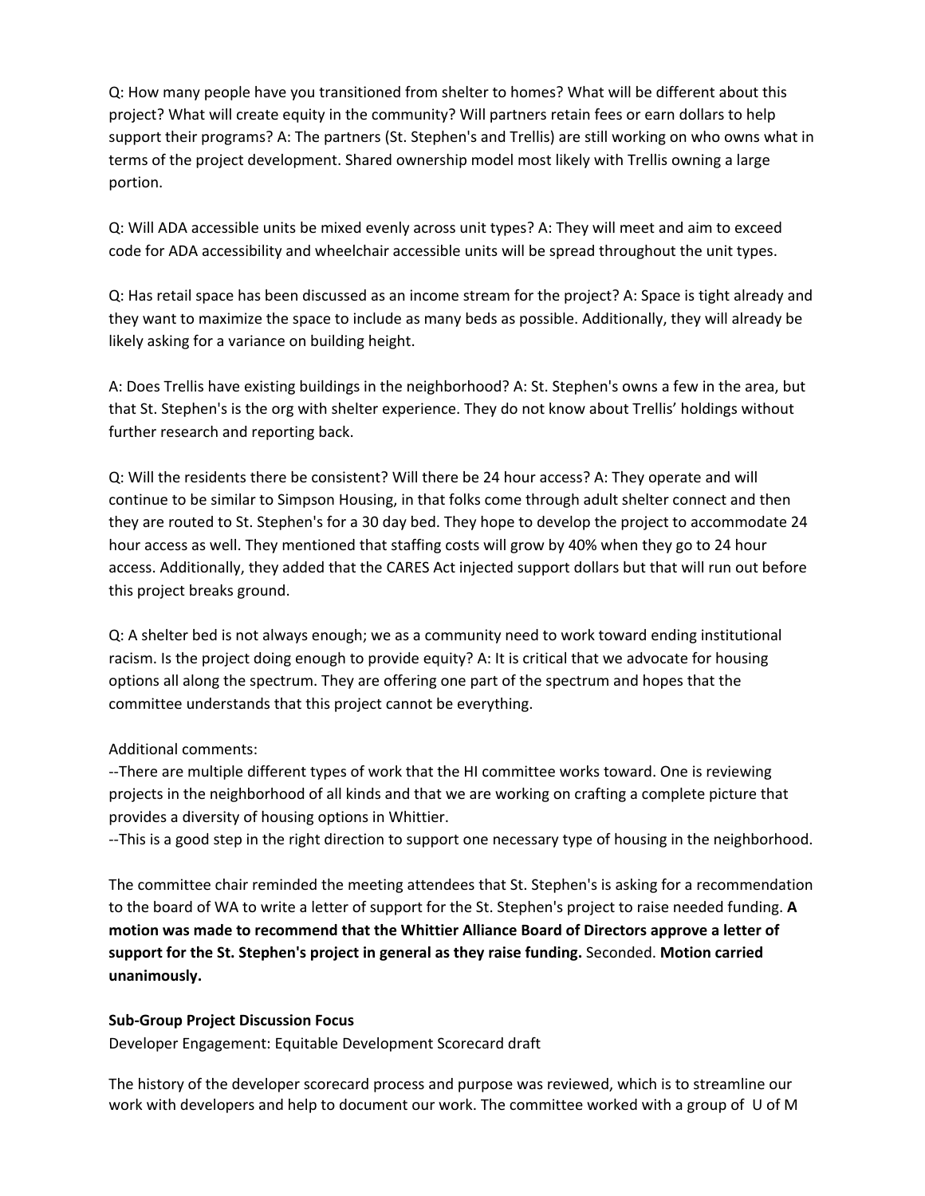Q: How many people have you transitioned from shelter to homes? What will be different about this project? What will create equity in the community? Will partners retain fees or earn dollars to help support their programs? A: The partners (St. Stephen's and Trellis) are still working on who owns what in terms of the project development. Shared ownership model most likely with Trellis owning a large portion.

Q: Will ADA accessible units be mixed evenly across unit types? A: They will meet and aim to exceed code for ADA accessibility and wheelchair accessible units will be spread throughout the unit types.

Q: Has retail space has been discussed as an income stream for the project? A: Space is tight already and they want to maximize the space to include as many beds as possible. Additionally, they will already be likely asking for a variance on building height.

A: Does Trellis have existing buildings in the neighborhood? A: St. Stephen's owns a few in the area, but that St. Stephen's is the org with shelter experience. They do not know about Trellis' holdings without further research and reporting back.

Q: Will the residents there be consistent? Will there be 24 hour access? A: They operate and will continue to be similar to Simpson Housing, in that folks come through adult shelter connect and then they are routed to St. Stephen's for a 30 day bed. They hope to develop the project to accommodate 24 hour access as well. They mentioned that staffing costs will grow by 40% when they go to 24 hour access. Additionally, they added that the CARES Act injected support dollars but that will run out before this project breaks ground.

Q: A shelter bed is not always enough; we as a community need to work toward ending institutional racism. Is the project doing enough to provide equity? A: It is critical that we advocate for housing options all along the spectrum. They are offering one part of the spectrum and hopes that the committee understands that this project cannot be everything.

Additional comments:
--There are multiple different types of work that the HI committee works toward. One is reviewing projects in the neighborhood of all kinds and that we are working on crafting a complete picture that provides a diversity of housing options in Whittier.
--This is a good step in the right direction to support one necessary type of housing in the neighborhood.

The committee chair reminded the meeting attendees that St. Stephen's is asking for a recommendation to the board of WA to write a letter of support for the St. Stephen's project to raise needed funding. **A motion was made to recommend that the Whittier Alliance Board of Directors approve a letter of support for the St. Stephen's project in general as they raise funding.** Seconded. **Motion carried unanimously.**

**Sub-Group Project Discussion Focus**
Developer Engagement: Equitable Development Scorecard draft

The history of the developer scorecard process and purpose was reviewed, which is to streamline our work with developers and help to document our work. The committee worked with a group of U of M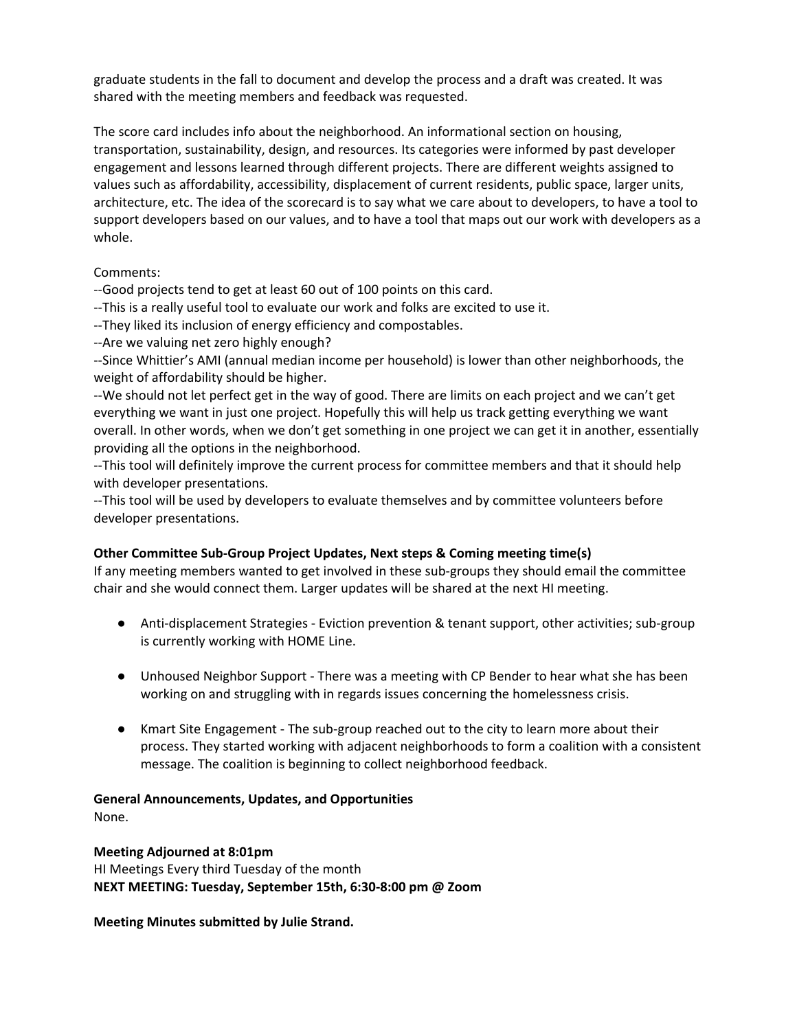graduate students in the fall to document and develop the process and a draft was created. It was shared with the meeting members and feedback was requested.

The score card includes info about the neighborhood. An informational section on housing, transportation, sustainability, design, and resources. Its categories were informed by past developer engagement and lessons learned through different projects. There are different weights assigned to values such as affordability, accessibility, displacement of current residents, public space, larger units, architecture, etc. The idea of the scorecard is to say what we care about to developers, to have a tool to support developers based on our values, and to have a tool that maps out our work with developers as a whole.

Comments:
--Good projects tend to get at least 60 out of 100 points on this card.
--This is a really useful tool to evaluate our work and folks are excited to use it.
--They liked its inclusion of energy efficiency and compostables.
--Are we valuing net zero highly enough?
--Since Whittier's AMI (annual median income per household) is lower than other neighborhoods, the weight of affordability should be higher.
--We should not let perfect get in the way of good. There are limits on each project and we can't get everything we want in just one project. Hopefully this will help us track getting everything we want overall. In other words, when we don't get something in one project we can get it in another, essentially providing all the options in the neighborhood.
--This tool will definitely improve the current process for committee members and that it should help with developer presentations.
--This tool will be used by developers to evaluate themselves and by committee volunteers before developer presentations.

**Other Committee Sub-Group Project Updates, Next steps & Coming meeting time(s)**
If any meeting members wanted to get involved in these sub-groups they should email the committee chair and she would connect them. Larger updates will be shared at the next HI meeting.

- Anti-displacement Strategies - Eviction prevention & tenant support, other activities; sub-group is currently working with HOME Line.
- Unhoused Neighbor Support - There was a meeting with CP Bender to hear what she has been working on and struggling with in regards issues concerning the homelessness crisis.
- Kmart Site Engagement - The sub-group reached out to the city to learn more about their process. They started working with adjacent neighborhoods to form a coalition with a consistent message. The coalition is beginning to collect neighborhood feedback.

**General Announcements, Updates, and Opportunities**
None.

**Meeting Adjourned at 8:01pm**
HI Meetings Every third Tuesday of the month
**NEXT MEETING: Tuesday, September 15th, 6:30-8:00 pm @ Zoom**

**Meeting Minutes submitted by Julie Strand.**